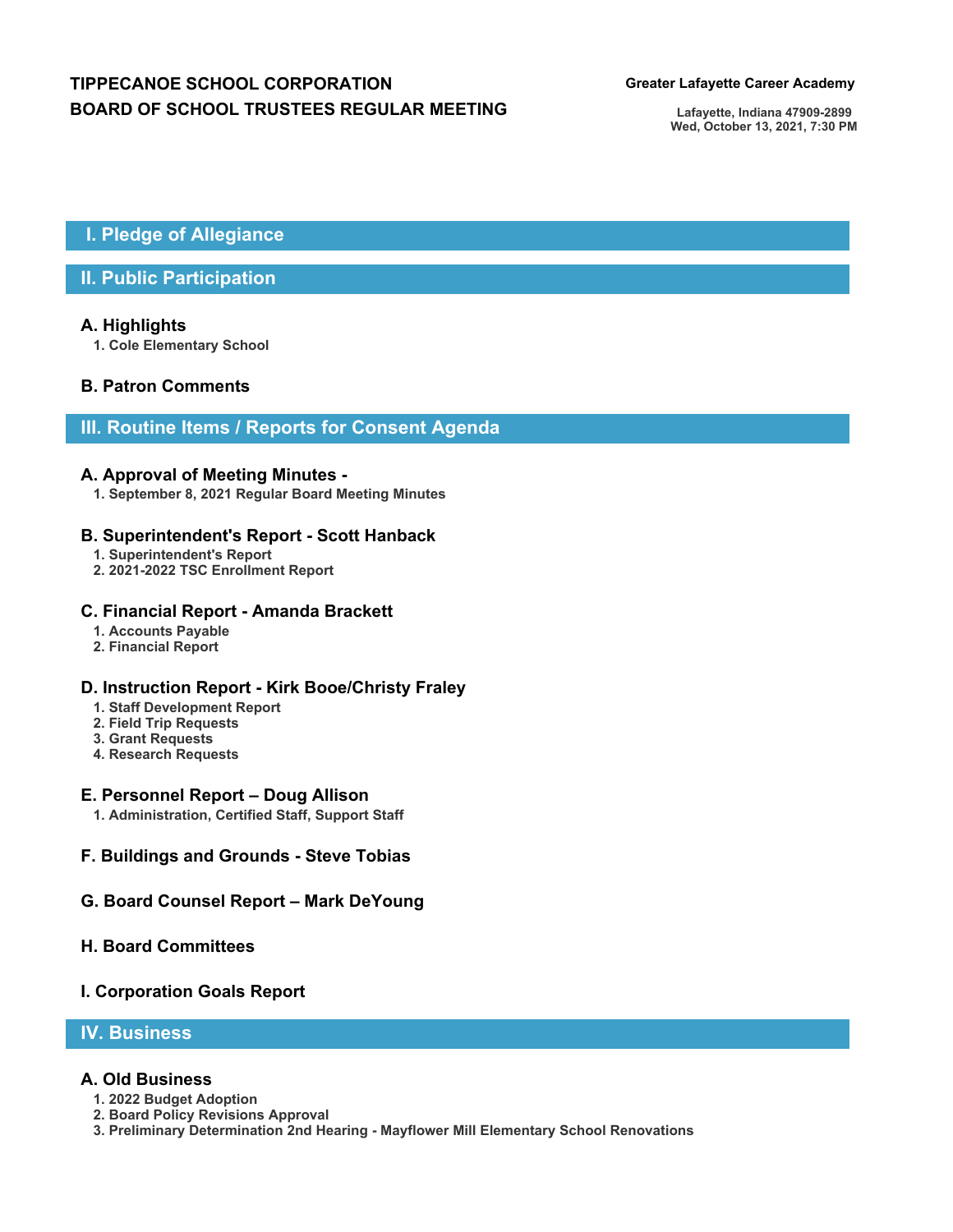# TIPPECANOE SCHOOL CORPORATION
# BOARD OF SCHOOL TRUSTEES REGULAR MEETING

**Greater Lafayette Career Academy**

**Lafayette, Indiana 47909-2899**
**Wed, October 13, 2021, 7:30 PM**

## I. Pledge of Allegiance

## II. Public Participation

### A. Highlights

1. Cole Elementary School

### B. Patron Comments

## III. Routine Items / Reports for Consent Agenda

### A. Approval of Meeting Minutes -

1. September 8, 2021 Regular Board Meeting Minutes

### B. Superintendent's Report - Scott Hanback

1. Superintendent's Report
2. 2021-2022 TSC Enrollment Report

### C. Financial Report - Amanda Brackett

1. Accounts Payable
2. Financial Report

### D. Instruction Report - Kirk Booe/Christy Fraley

1. Staff Development Report
2. Field Trip Requests
3. Grant Requests
4. Research Requests

### E. Personnel Report – Doug Allison

1. Administration, Certified Staff, Support Staff

### F. Buildings and Grounds - Steve Tobias

### G. Board Counsel Report – Mark DeYoung

### H. Board Committees

### I. Corporation Goals Report

## IV. Business

### A. Old Business

1. 2022 Budget Adoption
2. Board Policy Revisions Approval
3. Preliminary Determination 2nd Hearing - Mayflower Mill Elementary School Renovations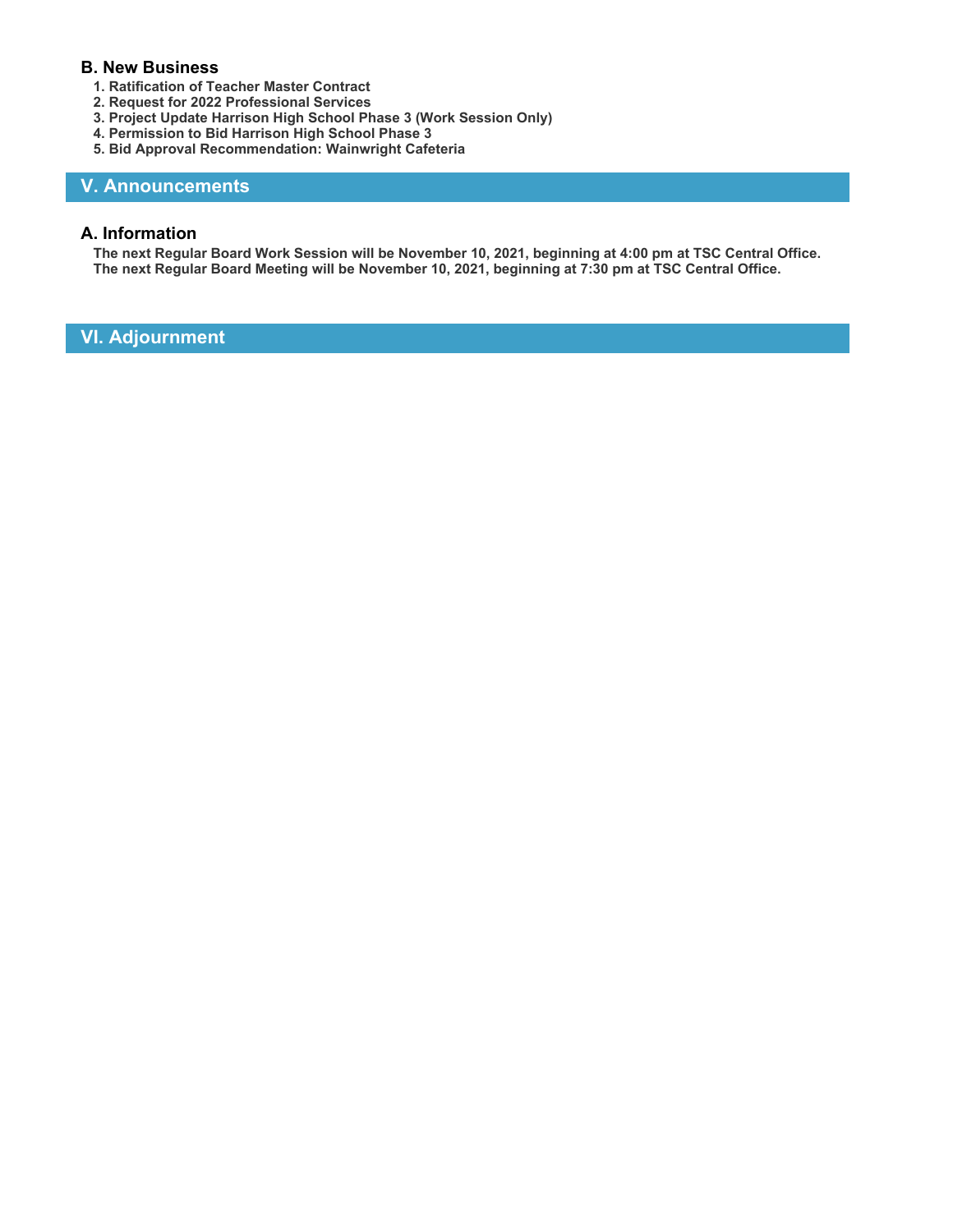### B. New Business

1. **Ratification of Teacher Master Contract**
2. **Request for 2022 Professional Services**
3. **Project Update Harrison High School Phase 3 (Work Session Only)**
4. **Permission to Bid Harrison High School Phase 3**
5. **Bid Approval Recommendation: Wainwright Cafeteria**

## V. Announcements

### A. Information

**The next Regular Board Work Session will be November 10, 2021, beginning at 4:00 pm at TSC Central Office.**
**The next Regular Board Meeting will be November 10, 2021, beginning at 7:30 pm at TSC Central Office.**

## VI. Adjournment